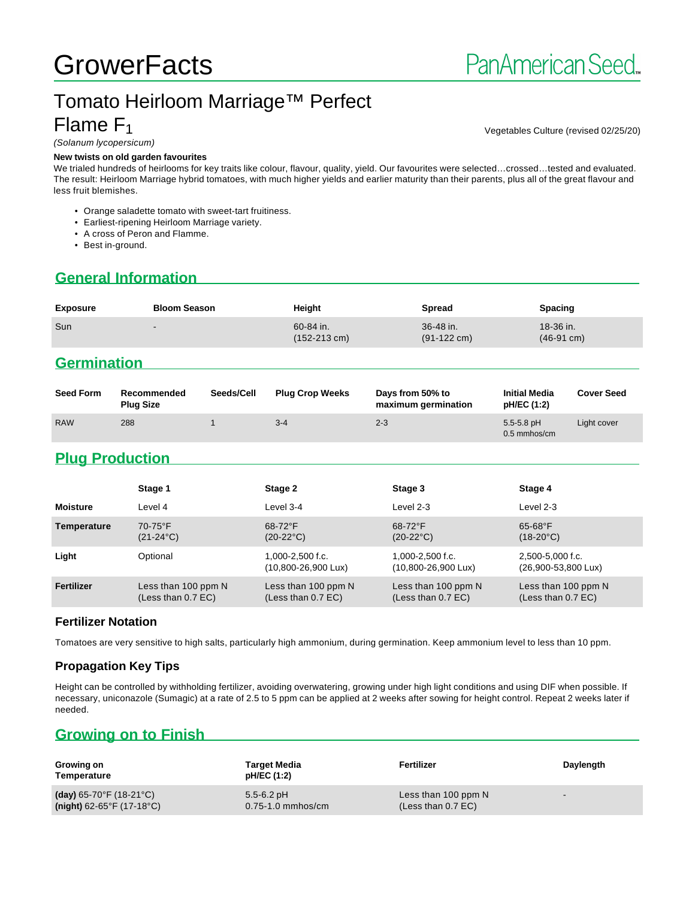# GrowerFacts

PanAmerican Seed

## Tomato Heirloom Marriage™ Perfect Flame $F_1$

Vegetables Culture (revised 02/25/20)

*(Solanum lycopersicum)*

**New twists on old garden favourites**

We trialed hundreds of heirlooms for key traits like colour, flavour, quality, yield. Our favourites were selected…crossed…tested and evaluated. The result: Heirloom Marriage hybrid tomatoes, with much higher yields and earlier maturity than their parents, plus all of the great flavour and less fruit blemishes.

- Orange saladette tomato with sweet-tart fruitiness.
- Earliest-ripening Heirloom Marriage variety.
- A cross of Peron and Flamme.
- Best in-ground.

## General Information

| Exposure | Bloom Season | Height | Spread | Spacing |
|---|---|---|---|---|
| Sun | - | 60-84 in. (152-213 cm) | 36-48 in. (91-122 cm) | 18-36 in. (46-91 cm) |

## Germination

| Seed Form | Recommended Plug Size | Seeds/Cell | Plug Crop Weeks | Days from 50% to maximum germination | Initial Media pH/EC (1:2) | Cover Seed |
|---|---|---|---|---|---|---|
| RAW | 288 | 1 | 3-4 | 2-3 | 5.5-5.8 pH 0.5 mmhos/cm | Light cover |

## Plug Production

| | Stage 1 | Stage 2 | Stage 3 | Stage 4 |
|---|---|---|---|---|
| **Moisture** | Level 4 | Level 3-4 | Level 2-3 | Level 2-3 |
| **Temperature** | 70-75°F (21-24°C) | 68-72°F (20-22°C) | 68-72°F (20-22°C) | 65-68°F (18-20°C) |
| **Light** | Optional | 1,000-2,500 f.c. (10,800-26,900 Lux) | 1,000-2,500 f.c. (10,800-26,900 Lux) | 2,500-5,000 f.c. (26,900-53,800 Lux) |
| **Fertilizer** | Less than 100 ppm N (Less than 0.7 EC) | Less than 100 ppm N (Less than 0.7 EC) | Less than 100 ppm N (Less than 0.7 EC) | Less than 100 ppm N (Less than 0.7 EC) |

### Fertilizer Notation

Tomatoes are very sensitive to high salts, particularly high ammonium, during germination. Keep ammonium level to less than 10 ppm.

### Propagation Key Tips

Height can be controlled by withholding fertilizer, avoiding overwatering, growing under high light conditions and using DIF when possible. If necessary, uniconazole (Sumagic) at a rate of 2.5 to 5 ppm can be applied at 2 weeks after sowing for height control. Repeat 2 weeks later if needed.

## Growing on to Finish

| Growing on Temperature | Target Media pH/EC (1:2) | Fertilizer | Daylength |
|---|---|---|---|
| **(day)** 65-70°F (18-21°C) **(night)** 62-65°F (17-18°C) | 5.5-6.2 pH 0.75-1.0 mmhos/cm | Less than 100 ppm N (Less than 0.7 EC) | - |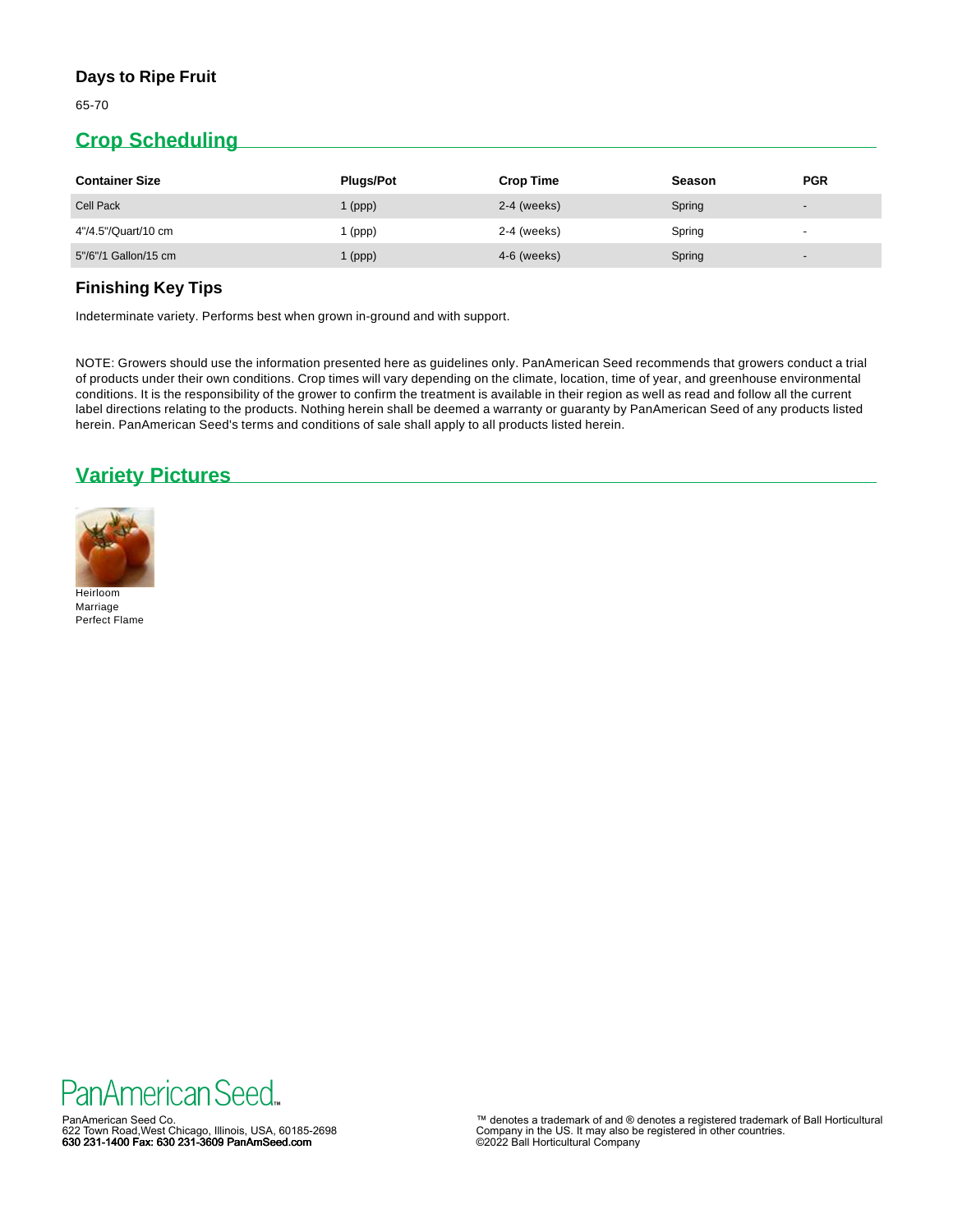### Days to Ripe Fruit

65-70

## Crop Scheduling

| Container Size | Plugs/Pot | Crop Time | Season | PGR |
| --- | --- | --- | --- | --- |
| Cell Pack | 1 (ppp) | 2-4 (weeks) | Spring | - |
| 4"/4.5"/Quart/10 cm | 1 (ppp) | 2-4 (weeks) | Spring | - |
| 5"/6"/1 Gallon/15 cm | 1 (ppp) | 4-6 (weeks) | Spring | - |

### Finishing Key Tips

Indeterminate variety. Performs best when grown in-ground and with support.

NOTE: Growers should use the information presented here as guidelines only. PanAmerican Seed recommends that growers conduct a trial of products under their own conditions. Crop times will vary depending on the climate, location, time of year, and greenhouse environmental conditions. It is the responsibility of the grower to confirm the treatment is available in their region as well as read and follow all the current label directions relating to the products. Nothing herein shall be deemed a warranty or guaranty by PanAmerican Seed of any products listed herein. PanAmerican Seed's terms and conditions of sale shall apply to all products listed herein.

## Variety Pictures

Heirloom Marriage Perfect Flame

PanAmerican Seed™

PanAmerican Seed Co.
622 Town Road,West Chicago, Illinois, USA, 60185-2698
**630 231-1400 Fax: 630 231-3609 PanAmSeed.com**

™ denotes a trademark of and ® denotes a registered trademark of Ball Horticultural Company in the US. It may also be registered in other countries.
©2022 Ball Horticultural Company